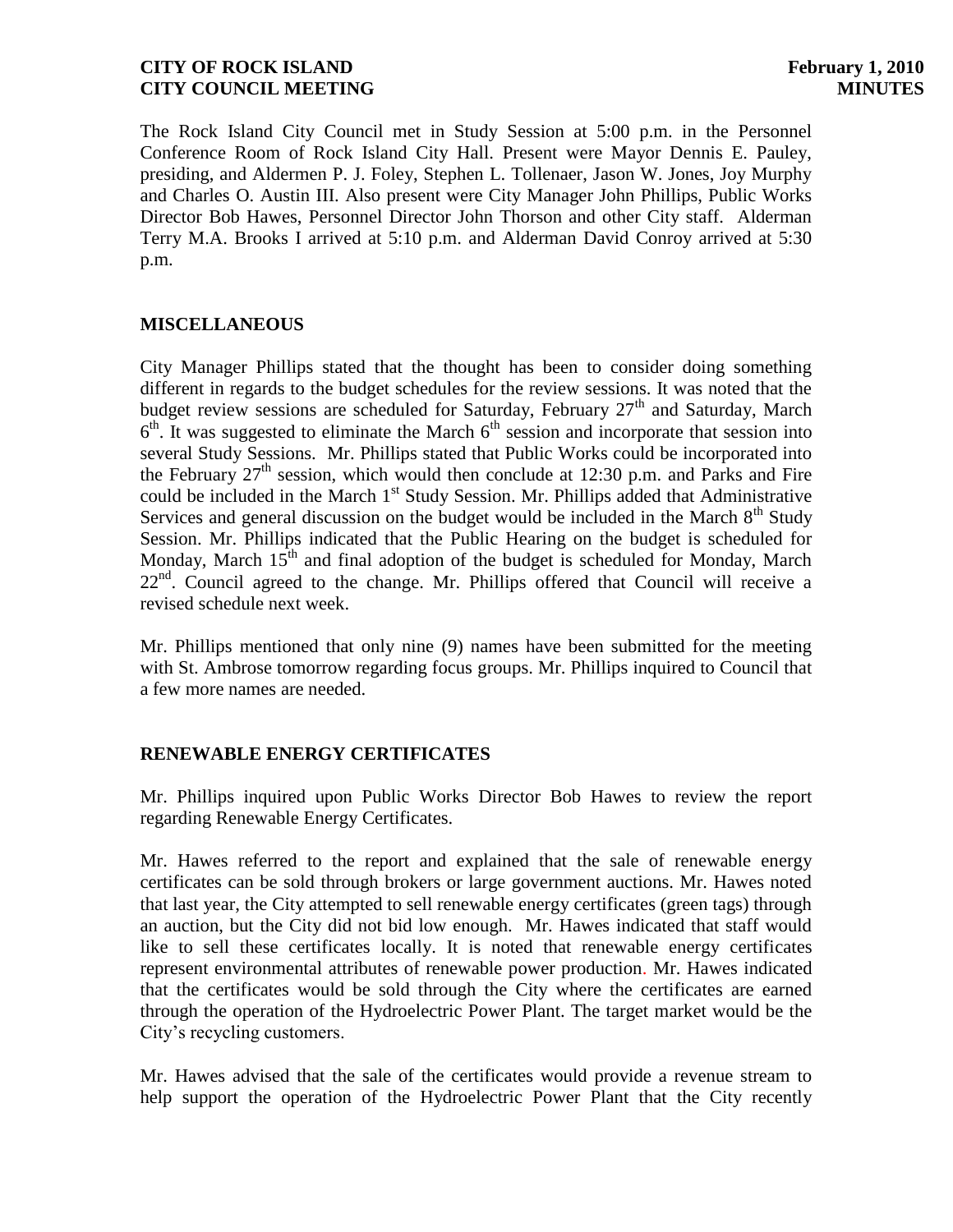**CITY OF ROCK ISLAND** **February 1, 2010**
**CITY COUNCIL MEETING** **MINUTES**

The Rock Island City Council met in Study Session at 5:00 p.m. in the Personnel Conference Room of Rock Island City Hall. Present were Mayor Dennis E. Pauley, presiding, and Aldermen P. J. Foley, Stephen L. Tollenaer, Jason W. Jones, Joy Murphy and Charles O. Austin III. Also present were City Manager John Phillips, Public Works Director Bob Hawes, Personnel Director John Thorson and other City staff. Alderman Terry M.A. Brooks I arrived at 5:10 p.m. and Alderman David Conroy arrived at 5:30 p.m.

## MISCELLANEOUS

City Manager Phillips stated that the thought has been to consider doing something different in regards to the budget schedules for the review sessions. It was noted that the budget review sessions are scheduled for Saturday, February 27th and Saturday, March 6th. It was suggested to eliminate the March 6th session and incorporate that session into several Study Sessions. Mr. Phillips stated that Public Works could be incorporated into the February 27th session, which would then conclude at 12:30 p.m. and Parks and Fire could be included in the March 1st Study Session. Mr. Phillips added that Administrative Services and general discussion on the budget would be included in the March 8th Study Session. Mr. Phillips indicated that the Public Hearing on the budget is scheduled for Monday, March 15th and final adoption of the budget is scheduled for Monday, March 22nd. Council agreed to the change. Mr. Phillips offered that Council will receive a revised schedule next week.

Mr. Phillips mentioned that only nine (9) names have been submitted for the meeting with St. Ambrose tomorrow regarding focus groups. Mr. Phillips inquired to Council that a few more names are needed.

## RENEWABLE ENERGY CERTIFICATES

Mr. Phillips inquired upon Public Works Director Bob Hawes to review the report regarding Renewable Energy Certificates.

Mr. Hawes referred to the report and explained that the sale of renewable energy certificates can be sold through brokers or large government auctions. Mr. Hawes noted that last year, the City attempted to sell renewable energy certificates (green tags) through an auction, but the City did not bid low enough. Mr. Hawes indicated that staff would like to sell these certificates locally. It is noted that renewable energy certificates represent environmental attributes of renewable power production. Mr. Hawes indicated that the certificates would be sold through the City where the certificates are earned through the operation of the Hydroelectric Power Plant. The target market would be the City's recycling customers.

Mr. Hawes advised that the sale of the certificates would provide a revenue stream to help support the operation of the Hydroelectric Power Plant that the City recently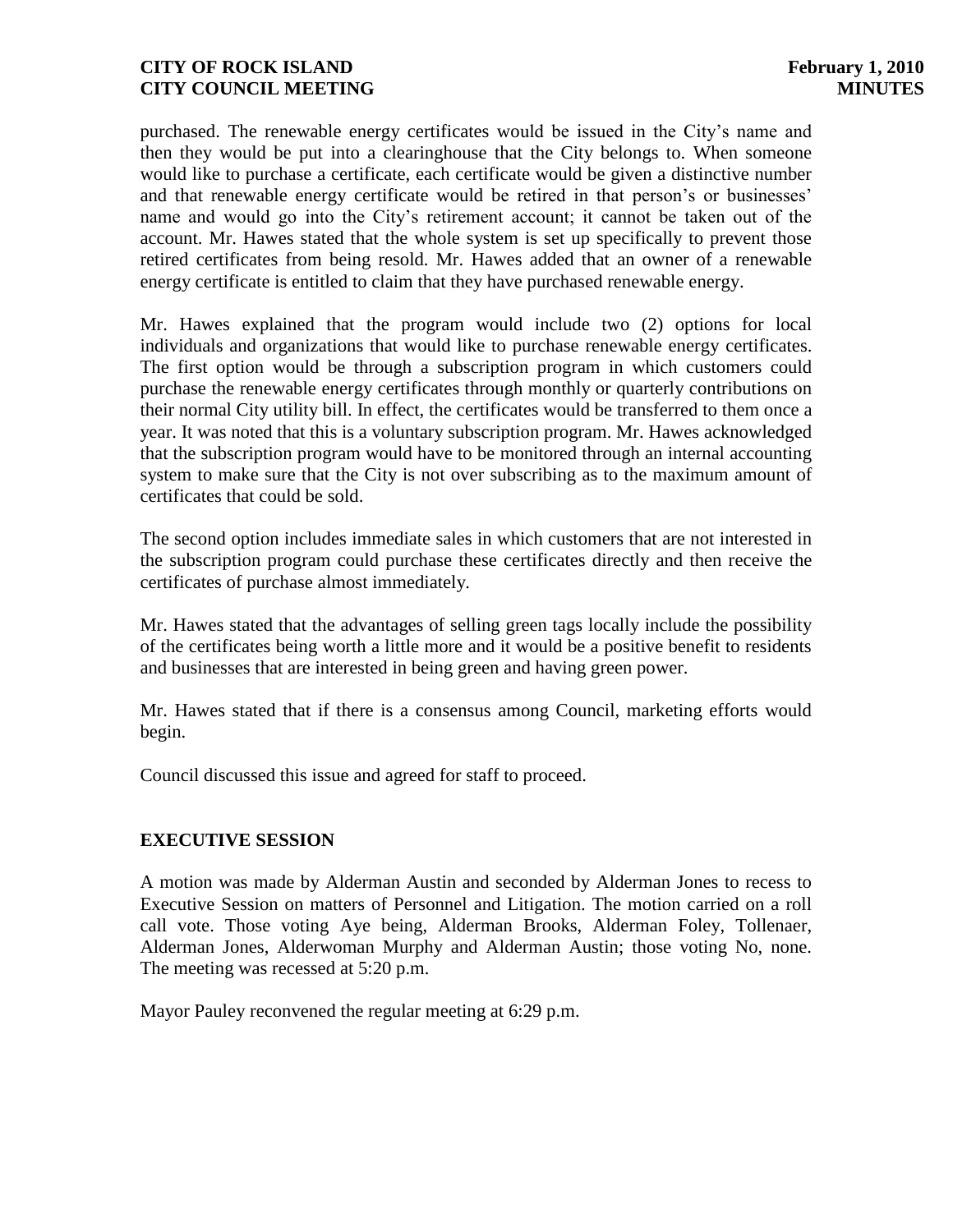purchased. The renewable energy certificates would be issued in the City's name and then they would be put into a clearinghouse that the City belongs to. When someone would like to purchase a certificate, each certificate would be given a distinctive number and that renewable energy certificate would be retired in that person's or businesses' name and would go into the City's retirement account; it cannot be taken out of the account. Mr. Hawes stated that the whole system is set up specifically to prevent those retired certificates from being resold. Mr. Hawes added that an owner of a renewable energy certificate is entitled to claim that they have purchased renewable energy.

Mr. Hawes explained that the program would include two (2) options for local individuals and organizations that would like to purchase renewable energy certificates. The first option would be through a subscription program in which customers could purchase the renewable energy certificates through monthly or quarterly contributions on their normal City utility bill. In effect, the certificates would be transferred to them once a year. It was noted that this is a voluntary subscription program. Mr. Hawes acknowledged that the subscription program would have to be monitored through an internal accounting system to make sure that the City is not over subscribing as to the maximum amount of certificates that could be sold.

The second option includes immediate sales in which customers that are not interested in the subscription program could purchase these certificates directly and then receive the certificates of purchase almost immediately.

Mr. Hawes stated that the advantages of selling green tags locally include the possibility of the certificates being worth a little more and it would be a positive benefit to residents and businesses that are interested in being green and having green power.

Mr. Hawes stated that if there is a consensus among Council, marketing efforts would begin.

Council discussed this issue and agreed for staff to proceed.

## EXECUTIVE SESSION

A motion was made by Alderman Austin and seconded by Alderman Jones to recess to Executive Session on matters of Personnel and Litigation. The motion carried on a roll call vote. Those voting Aye being, Alderman Brooks, Alderman Foley, Tollenaer, Alderman Jones, Alderwoman Murphy and Alderman Austin; those voting No, none. The meeting was recessed at 5:20 p.m.

Mayor Pauley reconvened the regular meeting at 6:29 p.m.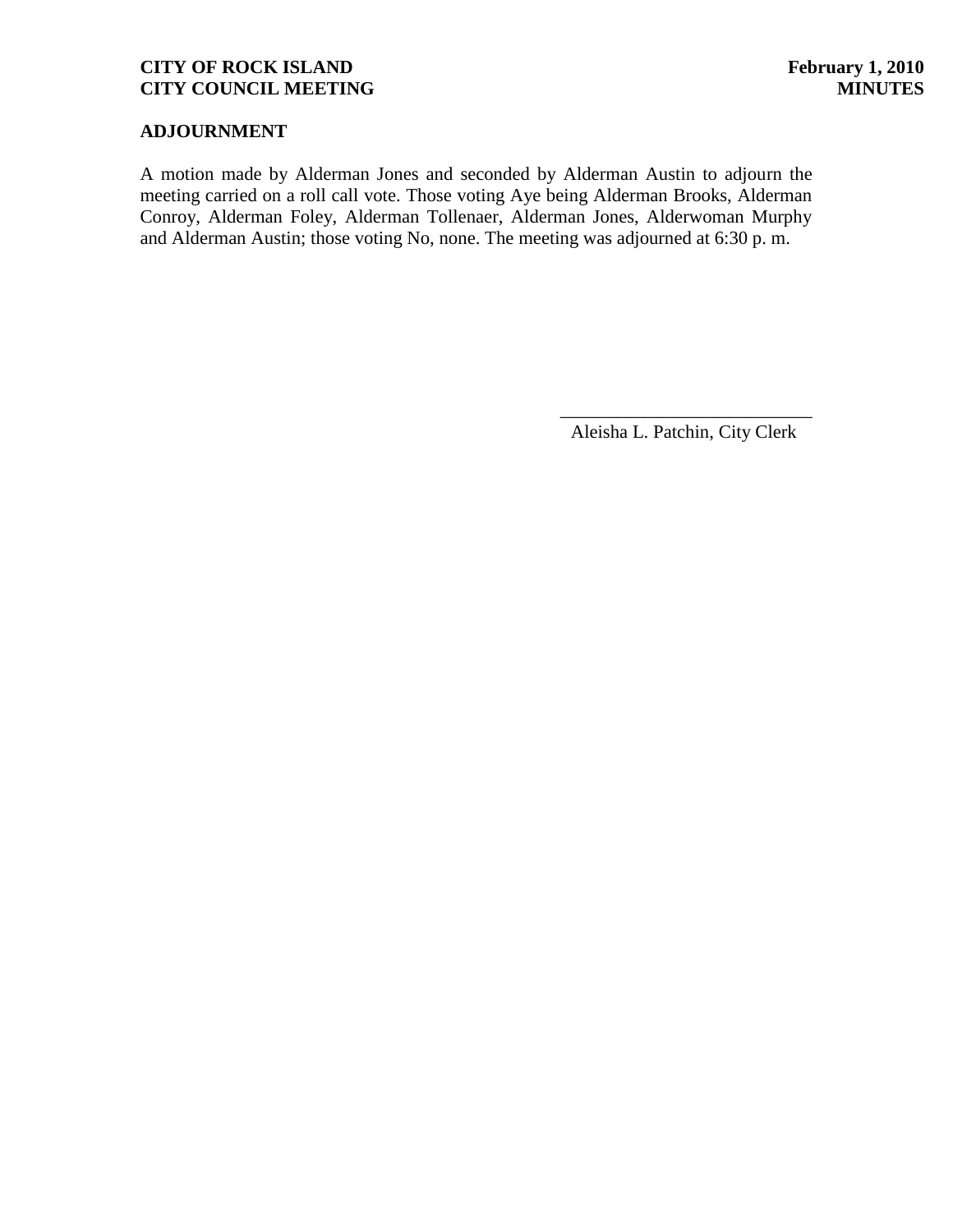## ADJOURNMENT

A motion made by Alderman Jones and seconded by Alderman Austin to adjourn the meeting carried on a roll call vote. Those voting Aye being Alderman Brooks, Alderman Conroy, Alderman Foley, Alderman Tollenaer, Alderman Jones, Alderwoman Murphy and Alderman Austin; those voting No, none. The meeting was adjourned at 6:30 p. m.

___________________________
Aleisha L. Patchin, City Clerk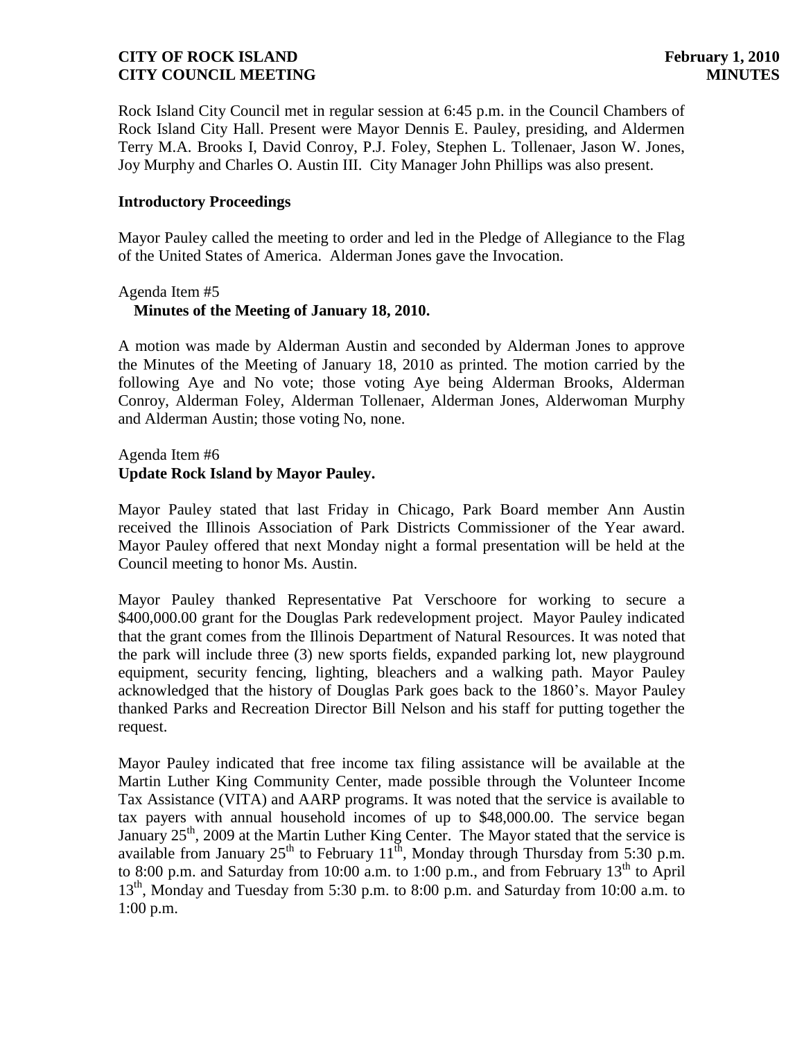Rock Island City Council met in regular session at 6:45 p.m. in the Council Chambers of Rock Island City Hall. Present were Mayor Dennis E. Pauley, presiding, and Aldermen Terry M.A. Brooks I, David Conroy, P.J. Foley, Stephen L. Tollenaer, Jason W. Jones, Joy Murphy and Charles O. Austin III. City Manager John Phillips was also present.

**Introductory Proceedings**

Mayor Pauley called the meeting to order and led in the Pledge of Allegiance to the Flag of the United States of America. Alderman Jones gave the Invocation.

Agenda Item #5
**Minutes of the Meeting of January 18, 2010.**

A motion was made by Alderman Austin and seconded by Alderman Jones to approve the Minutes of the Meeting of January 18, 2010 as printed. The motion carried by the following Aye and No vote; those voting Aye being Alderman Brooks, Alderman Conroy, Alderman Foley, Alderman Tollenaer, Alderman Jones, Alderwoman Murphy and Alderman Austin; those voting No, none.

Agenda Item #6
**Update Rock Island by Mayor Pauley.**

Mayor Pauley stated that last Friday in Chicago, Park Board member Ann Austin received the Illinois Association of Park Districts Commissioner of the Year award. Mayor Pauley offered that next Monday night a formal presentation will be held at the Council meeting to honor Ms. Austin.

Mayor Pauley thanked Representative Pat Verschoore for working to secure a $400,000.00 grant for the Douglas Park redevelopment project. Mayor Pauley indicated that the grant comes from the Illinois Department of Natural Resources. It was noted that the park will include three (3) new sports fields, expanded parking lot, new playground equipment, security fencing, lighting, bleachers and a walking path. Mayor Pauley acknowledged that the history of Douglas Park goes back to the 1860's. Mayor Pauley thanked Parks and Recreation Director Bill Nelson and his staff for putting together the request.

Mayor Pauley indicated that free income tax filing assistance will be available at the Martin Luther King Community Center, made possible through the Volunteer Income Tax Assistance (VITA) and AARP programs. It was noted that the service is available to tax payers with annual household incomes of up to $48,000.00. The service began January 25th, 2009 at the Martin Luther King Center. The Mayor stated that the service is available from January 25th to February 11th, Monday through Thursday from 5:30 p.m. to 8:00 p.m. and Saturday from 10:00 a.m. to 1:00 p.m., and from February 13th to April 13th, Monday and Tuesday from 5:30 p.m. to 8:00 p.m. and Saturday from 10:00 a.m. to 1:00 p.m.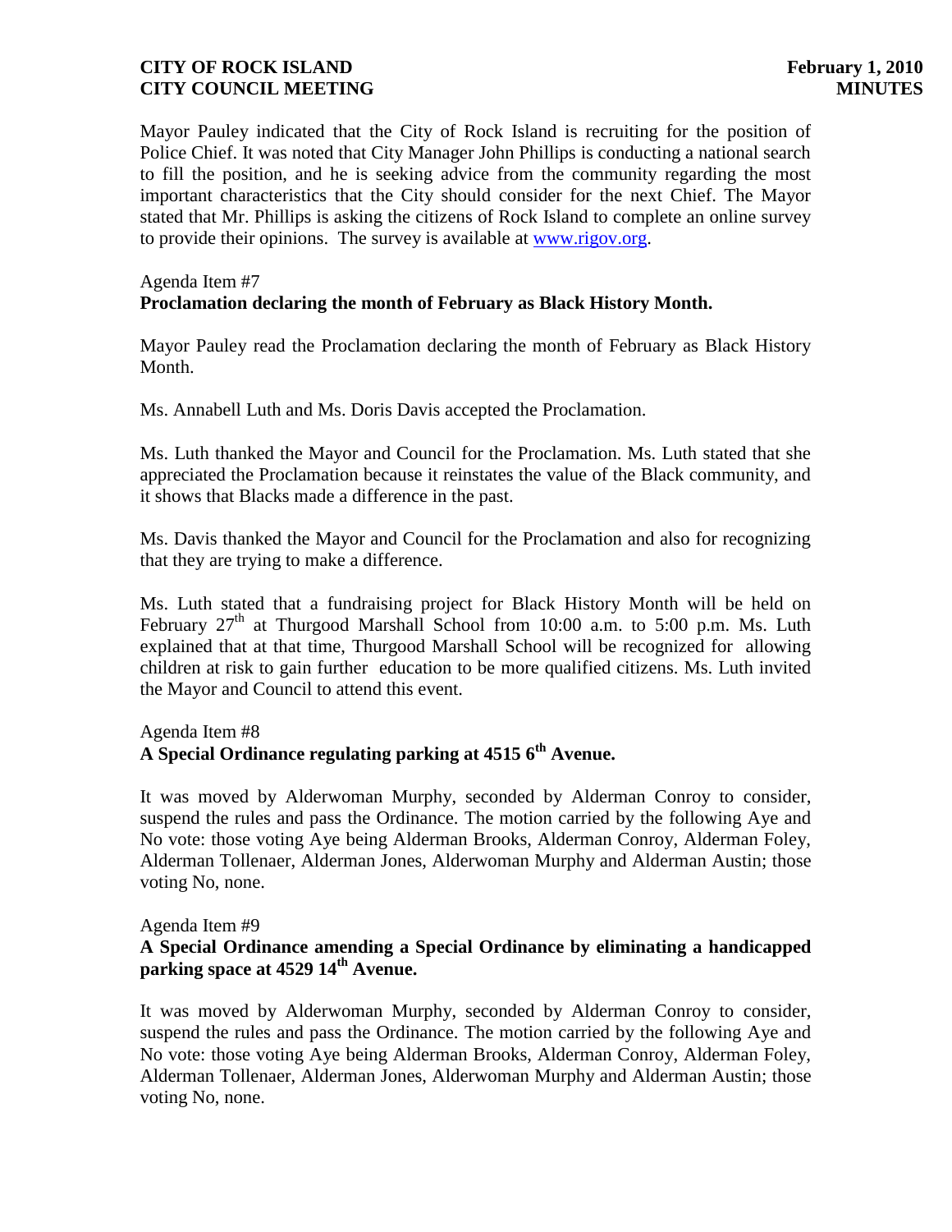Mayor Pauley indicated that the City of Rock Island is recruiting for the position of Police Chief. It was noted that City Manager John Phillips is conducting a national search to fill the position, and he is seeking advice from the community regarding the most important characteristics that the City should consider for the next Chief. The Mayor stated that Mr. Phillips is asking the citizens of Rock Island to complete an online survey to provide their opinions. The survey is available at www.rigov.org.

Agenda Item #7
**Proclamation declaring the month of February as Black History Month.**

Mayor Pauley read the Proclamation declaring the month of February as Black History Month.

Ms. Annabell Luth and Ms. Doris Davis accepted the Proclamation.

Ms. Luth thanked the Mayor and Council for the Proclamation. Ms. Luth stated that she appreciated the Proclamation because it reinstates the value of the Black community, and it shows that Blacks made a difference in the past.

Ms. Davis thanked the Mayor and Council for the Proclamation and also for recognizing that they are trying to make a difference.

Ms. Luth stated that a fundraising project for Black History Month will be held on February 27th at Thurgood Marshall School from 10:00 a.m. to 5:00 p.m. Ms. Luth explained that at that time, Thurgood Marshall School will be recognized for allowing children at risk to gain further education to be more qualified citizens. Ms. Luth invited the Mayor and Council to attend this event.

Agenda Item #8
**A Special Ordinance regulating parking at 4515 6th Avenue.**

It was moved by Alderwoman Murphy, seconded by Alderman Conroy to consider, suspend the rules and pass the Ordinance. The motion carried by the following Aye and No vote: those voting Aye being Alderman Brooks, Alderman Conroy, Alderman Foley, Alderman Tollenaer, Alderman Jones, Alderwoman Murphy and Alderman Austin; those voting No, none.

Agenda Item #9
**A Special Ordinance amending a Special Ordinance by eliminating a handicapped parking space at 4529 14th Avenue.**

It was moved by Alderwoman Murphy, seconded by Alderman Conroy to consider, suspend the rules and pass the Ordinance. The motion carried by the following Aye and No vote: those voting Aye being Alderman Brooks, Alderman Conroy, Alderman Foley, Alderman Tollenaer, Alderman Jones, Alderwoman Murphy and Alderman Austin; those voting No, none.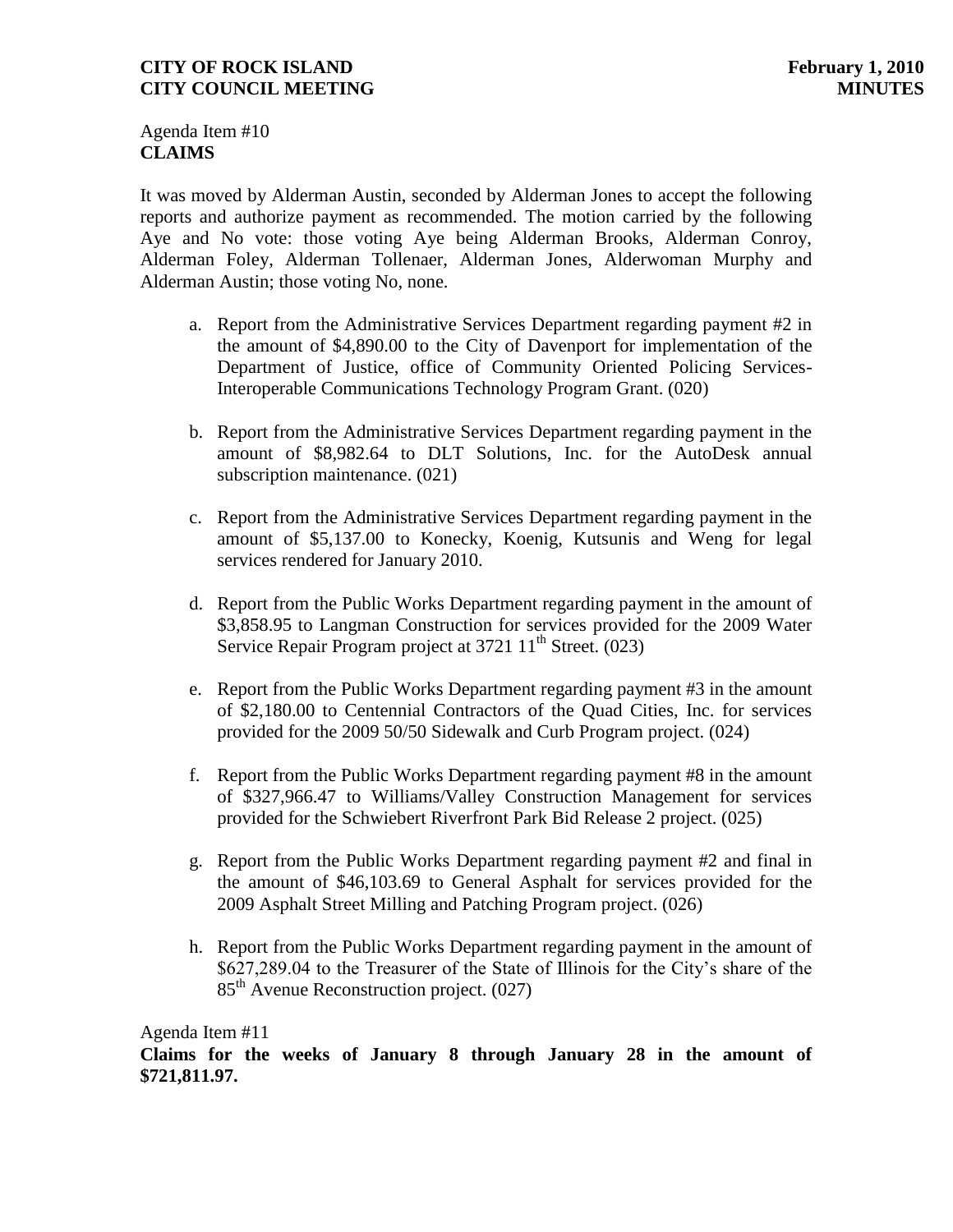Agenda Item #10
**CLAIMS**

It was moved by Alderman Austin, seconded by Alderman Jones to accept the following reports and authorize payment as recommended. The motion carried by the following Aye and No vote: those voting Aye being Alderman Brooks, Alderman Conroy, Alderman Foley, Alderman Tollenaer, Alderman Jones, Alderwoman Murphy and Alderman Austin; those voting No, none.

a. Report from the Administrative Services Department regarding payment #2 in the amount of $4,890.00 to the City of Davenport for implementation of the Department of Justice, office of Community Oriented Policing Services-Interoperable Communications Technology Program Grant. (020)

b. Report from the Administrative Services Department regarding payment in the amount of $8,982.64 to DLT Solutions, Inc. for the AutoDesk annual subscription maintenance. (021)

c. Report from the Administrative Services Department regarding payment in the amount of $5,137.00 to Konecky, Koenig, Kutsunis and Weng for legal services rendered for January 2010.

d. Report from the Public Works Department regarding payment in the amount of $3,858.95 to Langman Construction for services provided for the 2009 Water Service Repair Program project at 3721 11th Street. (023)

e. Report from the Public Works Department regarding payment #3 in the amount of $2,180.00 to Centennial Contractors of the Quad Cities, Inc. for services provided for the 2009 50/50 Sidewalk and Curb Program project. (024)

f. Report from the Public Works Department regarding payment #8 in the amount of $327,966.47 to Williams/Valley Construction Management for services provided for the Schwiebert Riverfront Park Bid Release 2 project. (025)

g. Report from the Public Works Department regarding payment #2 and final in the amount of $46,103.69 to General Asphalt for services provided for the 2009 Asphalt Street Milling and Patching Program project. (026)

h. Report from the Public Works Department regarding payment in the amount of $627,289.04 to the Treasurer of the State of Illinois for the City's share of the 85th Avenue Reconstruction project. (027)

Agenda Item #11
**Claims for the weeks of January 8 through January 28 in the amount of $721,811.97.**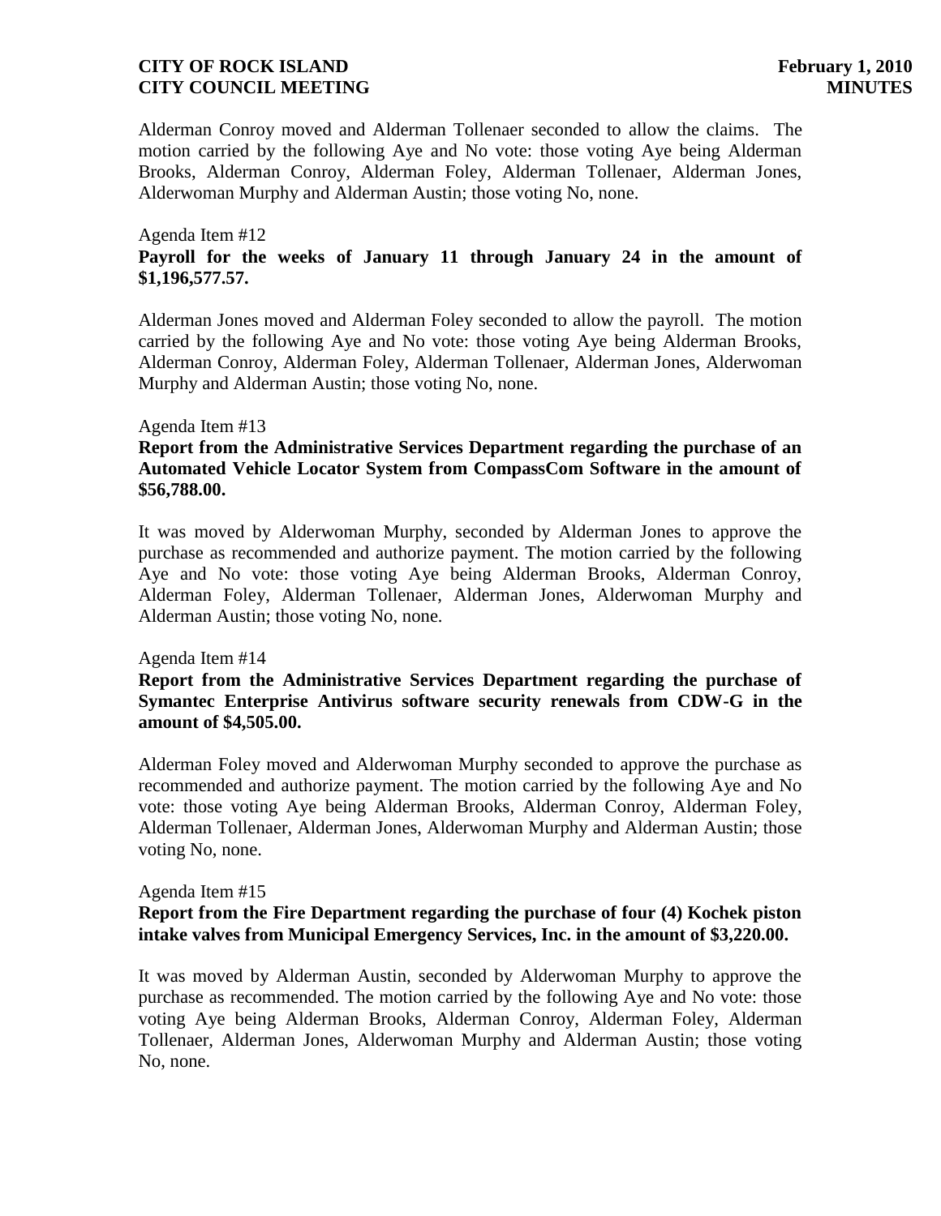Alderman Conroy moved and Alderman Tollenaer seconded to allow the claims. The motion carried by the following Aye and No vote: those voting Aye being Alderman Brooks, Alderman Conroy, Alderman Foley, Alderman Tollenaer, Alderman Jones, Alderwoman Murphy and Alderman Austin; those voting No, none.

Agenda Item #12

**Payroll for the weeks of January 11 through January 24 in the amount of $1,196,577.57.**

Alderman Jones moved and Alderman Foley seconded to allow the payroll. The motion carried by the following Aye and No vote: those voting Aye being Alderman Brooks, Alderman Conroy, Alderman Foley, Alderman Tollenaer, Alderman Jones, Alderwoman Murphy and Alderman Austin; those voting No, none.

Agenda Item #13

**Report from the Administrative Services Department regarding the purchase of an Automated Vehicle Locator System from CompassCom Software in the amount of $56,788.00.**

It was moved by Alderwoman Murphy, seconded by Alderman Jones to approve the purchase as recommended and authorize payment. The motion carried by the following Aye and No vote: those voting Aye being Alderman Brooks, Alderman Conroy, Alderman Foley, Alderman Tollenaer, Alderman Jones, Alderwoman Murphy and Alderman Austin; those voting No, none.

Agenda Item #14

**Report from the Administrative Services Department regarding the purchase of Symantec Enterprise Antivirus software security renewals from CDW-G in the amount of $4,505.00.**

Alderman Foley moved and Alderwoman Murphy seconded to approve the purchase as recommended and authorize payment. The motion carried by the following Aye and No vote: those voting Aye being Alderman Brooks, Alderman Conroy, Alderman Foley, Alderman Tollenaer, Alderman Jones, Alderwoman Murphy and Alderman Austin; those voting No, none.

Agenda Item #15

**Report from the Fire Department regarding the purchase of four (4) Kochek piston intake valves from Municipal Emergency Services, Inc. in the amount of $3,220.00.**

It was moved by Alderman Austin, seconded by Alderwoman Murphy to approve the purchase as recommended. The motion carried by the following Aye and No vote: those voting Aye being Alderman Brooks, Alderman Conroy, Alderman Foley, Alderman Tollenaer, Alderman Jones, Alderwoman Murphy and Alderman Austin; those voting No, none.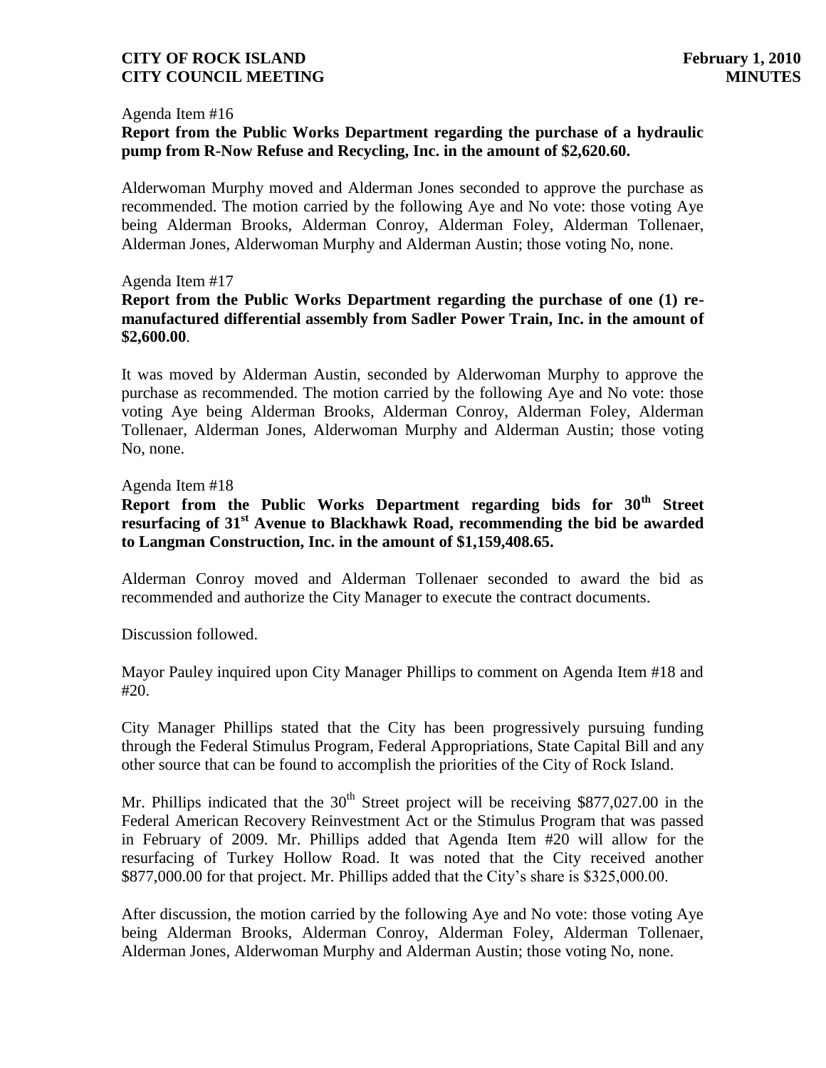Agenda Item #16

**Report from the Public Works Department regarding the purchase of a hydraulic pump from R-Now Refuse and Recycling, Inc. in the amount of $2,620.60.**

Alderwoman Murphy moved and Alderman Jones seconded to approve the purchase as recommended. The motion carried by the following Aye and No vote: those voting Aye being Alderman Brooks, Alderman Conroy, Alderman Foley, Alderman Tollenaer, Alderman Jones, Alderwoman Murphy and Alderman Austin; those voting No, none.

Agenda Item #17

**Report from the Public Works Department regarding the purchase of one (1) re-manufactured differential assembly from Sadler Power Train, Inc. in the amount of $2,600.00**.

It was moved by Alderman Austin, seconded by Alderwoman Murphy to approve the purchase as recommended. The motion carried by the following Aye and No vote: those voting Aye being Alderman Brooks, Alderman Conroy, Alderman Foley, Alderman Tollenaer, Alderman Jones, Alderwoman Murphy and Alderman Austin; those voting No, none.

Agenda Item #18

**Report from the Public Works Department regarding bids for 30th Street resurfacing of 31st Avenue to Blackhawk Road, recommending the bid be awarded to Langman Construction, Inc. in the amount of $1,159,408.65.**

Alderman Conroy moved and Alderman Tollenaer seconded to award the bid as recommended and authorize the City Manager to execute the contract documents.

Discussion followed.

Mayor Pauley inquired upon City Manager Phillips to comment on Agenda Item #18 and #20.

City Manager Phillips stated that the City has been progressively pursuing funding through the Federal Stimulus Program, Federal Appropriations, State Capital Bill and any other source that can be found to accomplish the priorities of the City of Rock Island.

Mr. Phillips indicated that the 30th Street project will be receiving $877,027.00 in the Federal American Recovery Reinvestment Act or the Stimulus Program that was passed in February of 2009. Mr. Phillips added that Agenda Item #20 will allow for the resurfacing of Turkey Hollow Road. It was noted that the City received another $877,000.00 for that project. Mr. Phillips added that the City's share is $325,000.00.

After discussion, the motion carried by the following Aye and No vote: those voting Aye being Alderman Brooks, Alderman Conroy, Alderman Foley, Alderman Tollenaer, Alderman Jones, Alderwoman Murphy and Alderman Austin; those voting No, none.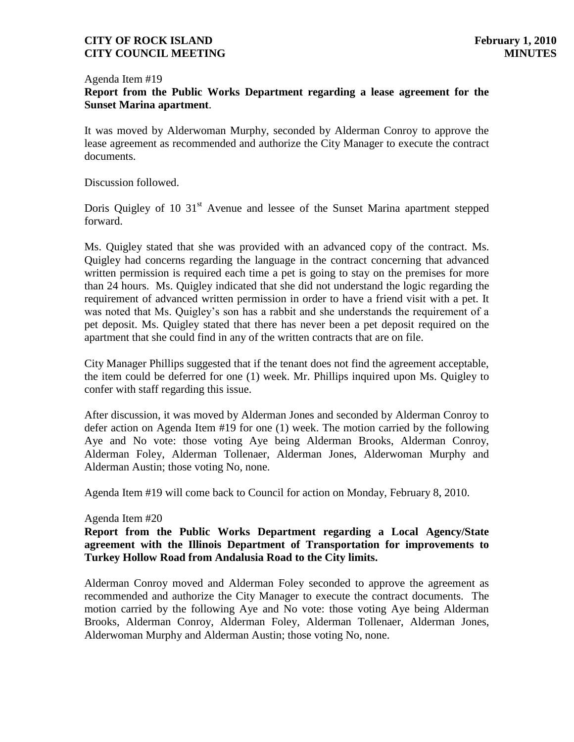Agenda Item #19

**Report from the Public Works Department regarding a lease agreement for the Sunset Marina apartment**.

It was moved by Alderwoman Murphy, seconded by Alderman Conroy to approve the lease agreement as recommended and authorize the City Manager to execute the contract documents.

Discussion followed.

Doris Quigley of 10 31st Avenue and lessee of the Sunset Marina apartment stepped forward.

Ms. Quigley stated that she was provided with an advanced copy of the contract. Ms. Quigley had concerns regarding the language in the contract concerning that advanced written permission is required each time a pet is going to stay on the premises for more than 24 hours. Ms. Quigley indicated that she did not understand the logic regarding the requirement of advanced written permission in order to have a friend visit with a pet. It was noted that Ms. Quigley's son has a rabbit and she understands the requirement of a pet deposit. Ms. Quigley stated that there has never been a pet deposit required on the apartment that she could find in any of the written contracts that are on file.

City Manager Phillips suggested that if the tenant does not find the agreement acceptable, the item could be deferred for one (1) week. Mr. Phillips inquired upon Ms. Quigley to confer with staff regarding this issue.

After discussion, it was moved by Alderman Jones and seconded by Alderman Conroy to defer action on Agenda Item #19 for one (1) week. The motion carried by the following Aye and No vote: those voting Aye being Alderman Brooks, Alderman Conroy, Alderman Foley, Alderman Tollenaer, Alderman Jones, Alderwoman Murphy and Alderman Austin; those voting No, none.

Agenda Item #19 will come back to Council for action on Monday, February 8, 2010.

Agenda Item #20

**Report from the Public Works Department regarding a Local Agency/State agreement with the Illinois Department of Transportation for improvements to Turkey Hollow Road from Andalusia Road to the City limits.**

Alderman Conroy moved and Alderman Foley seconded to approve the agreement as recommended and authorize the City Manager to execute the contract documents. The motion carried by the following Aye and No vote: those voting Aye being Alderman Brooks, Alderman Conroy, Alderman Foley, Alderman Tollenaer, Alderman Jones, Alderwoman Murphy and Alderman Austin; those voting No, none.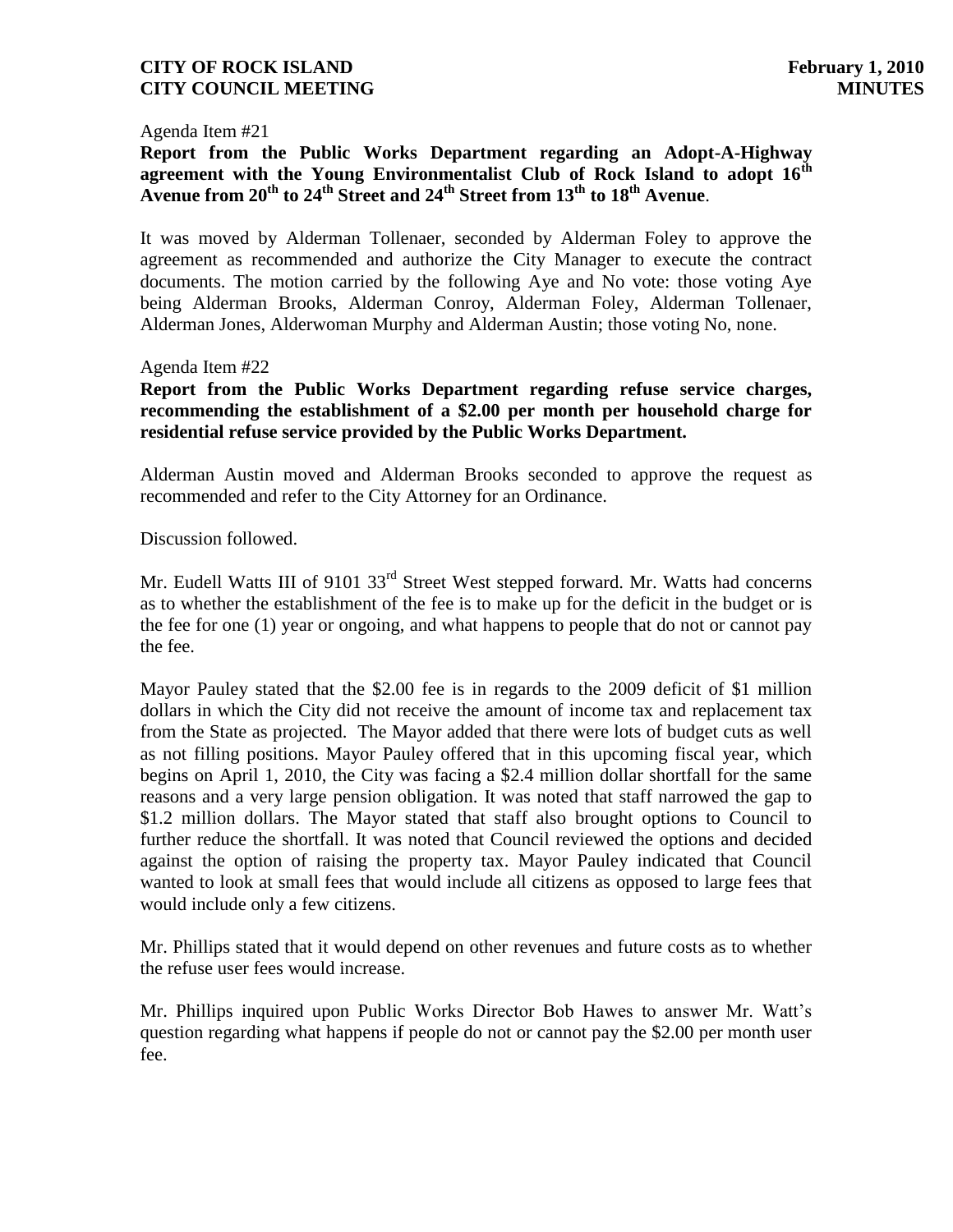Agenda Item #21

**Report from the Public Works Department regarding an Adopt-A-Highway agreement with the Young Environmentalist Club of Rock Island to adopt 16th Avenue from 20th to 24th Street and 24th Street from 13th to 18th Avenue**.

It was moved by Alderman Tollenaer, seconded by Alderman Foley to approve the agreement as recommended and authorize the City Manager to execute the contract documents. The motion carried by the following Aye and No vote: those voting Aye being Alderman Brooks, Alderman Conroy, Alderman Foley, Alderman Tollenaer, Alderman Jones, Alderwoman Murphy and Alderman Austin; those voting No, none.

Agenda Item #22

**Report from the Public Works Department regarding refuse service charges, recommending the establishment of a $2.00 per month per household charge for residential refuse service provided by the Public Works Department.**

Alderman Austin moved and Alderman Brooks seconded to approve the request as recommended and refer to the City Attorney for an Ordinance.

Discussion followed.

Mr. Eudell Watts III of 9101 33rd Street West stepped forward. Mr. Watts had concerns as to whether the establishment of the fee is to make up for the deficit in the budget or is the fee for one (1) year or ongoing, and what happens to people that do not or cannot pay the fee.

Mayor Pauley stated that the $2.00 fee is in regards to the 2009 deficit of $1 million dollars in which the City did not receive the amount of income tax and replacement tax from the State as projected. The Mayor added that there were lots of budget cuts as well as not filling positions. Mayor Pauley offered that in this upcoming fiscal year, which begins on April 1, 2010, the City was facing a $2.4 million dollar shortfall for the same reasons and a very large pension obligation. It was noted that staff narrowed the gap to $1.2 million dollars. The Mayor stated that staff also brought options to Council to further reduce the shortfall. It was noted that Council reviewed the options and decided against the option of raising the property tax. Mayor Pauley indicated that Council wanted to look at small fees that would include all citizens as opposed to large fees that would include only a few citizens.

Mr. Phillips stated that it would depend on other revenues and future costs as to whether the refuse user fees would increase.

Mr. Phillips inquired upon Public Works Director Bob Hawes to answer Mr. Watt's question regarding what happens if people do not or cannot pay the $2.00 per month user fee.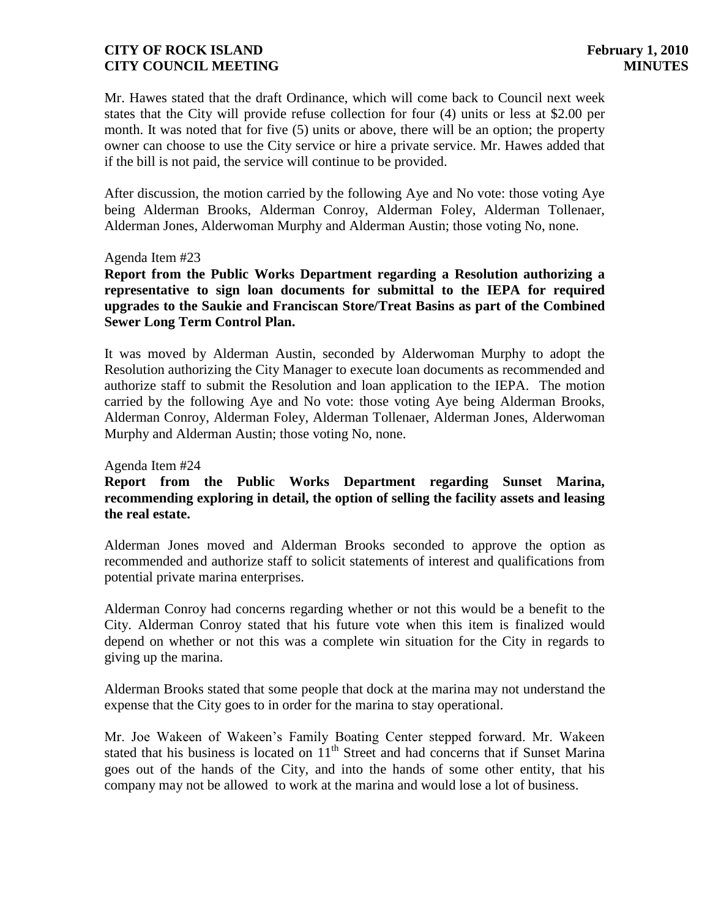Mr. Hawes stated that the draft Ordinance, which will come back to Council next week states that the City will provide refuse collection for four (4) units or less at $2.00 per month. It was noted that for five (5) units or above, there will be an option; the property owner can choose to use the City service or hire a private service. Mr. Hawes added that if the bill is not paid, the service will continue to be provided.

After discussion, the motion carried by the following Aye and No vote: those voting Aye being Alderman Brooks, Alderman Conroy, Alderman Foley, Alderman Tollenaer, Alderman Jones, Alderwoman Murphy and Alderman Austin; those voting No, none.

Agenda Item #23

**Report from the Public Works Department regarding a Resolution authorizing a representative to sign loan documents for submittal to the IEPA for required upgrades to the Saukie and Franciscan Store/Treat Basins as part of the Combined Sewer Long Term Control Plan.**

It was moved by Alderman Austin, seconded by Alderwoman Murphy to adopt the Resolution authorizing the City Manager to execute loan documents as recommended and authorize staff to submit the Resolution and loan application to the IEPA. The motion carried by the following Aye and No vote: those voting Aye being Alderman Brooks, Alderman Conroy, Alderman Foley, Alderman Tollenaer, Alderman Jones, Alderwoman Murphy and Alderman Austin; those voting No, none.

Agenda Item #24

**Report from the Public Works Department regarding Sunset Marina, recommending exploring in detail, the option of selling the facility assets and leasing the real estate.**

Alderman Jones moved and Alderman Brooks seconded to approve the option as recommended and authorize staff to solicit statements of interest and qualifications from potential private marina enterprises.

Alderman Conroy had concerns regarding whether or not this would be a benefit to the City. Alderman Conroy stated that his future vote when this item is finalized would depend on whether or not this was a complete win situation for the City in regards to giving up the marina.

Alderman Brooks stated that some people that dock at the marina may not understand the expense that the City goes to in order for the marina to stay operational.

Mr. Joe Wakeen of Wakeen's Family Boating Center stepped forward. Mr. Wakeen stated that his business is located on 11th Street and had concerns that if Sunset Marina goes out of the hands of the City, and into the hands of some other entity, that his company may not be allowed to work at the marina and would lose a lot of business.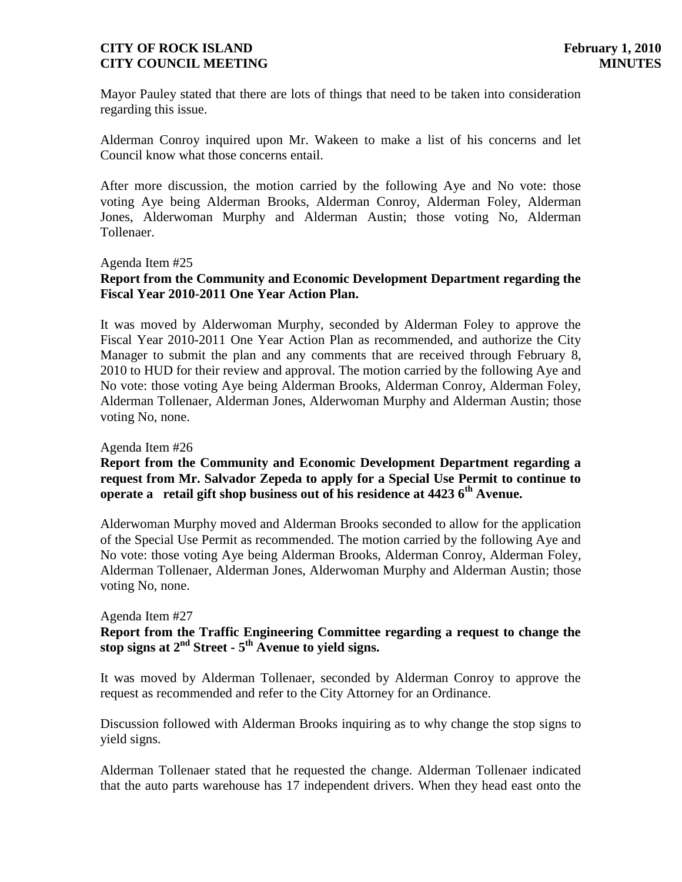Mayor Pauley stated that there are lots of things that need to be taken into consideration regarding this issue.

Alderman Conroy inquired upon Mr. Wakeen to make a list of his concerns and let Council know what those concerns entail.

After more discussion, the motion carried by the following Aye and No vote: those voting Aye being Alderman Brooks, Alderman Conroy, Alderman Foley, Alderman Jones, Alderwoman Murphy and Alderman Austin; those voting No, Alderman Tollenaer.

Agenda Item #25

**Report from the Community and Economic Development Department regarding the Fiscal Year 2010-2011 One Year Action Plan.**

It was moved by Alderwoman Murphy, seconded by Alderman Foley to approve the Fiscal Year 2010-2011 One Year Action Plan as recommended, and authorize the City Manager to submit the plan and any comments that are received through February 8, 2010 to HUD for their review and approval. The motion carried by the following Aye and No vote: those voting Aye being Alderman Brooks, Alderman Conroy, Alderman Foley, Alderman Tollenaer, Alderman Jones, Alderwoman Murphy and Alderman Austin; those voting No, none.

Agenda Item #26

**Report from the Community and Economic Development Department regarding a request from Mr. Salvador Zepeda to apply for a Special Use Permit to continue to operate a retail gift shop business out of his residence at 4423 6th Avenue.**

Alderwoman Murphy moved and Alderman Brooks seconded to allow for the application of the Special Use Permit as recommended. The motion carried by the following Aye and No vote: those voting Aye being Alderman Brooks, Alderman Conroy, Alderman Foley, Alderman Tollenaer, Alderman Jones, Alderwoman Murphy and Alderman Austin; those voting No, none.

Agenda Item #27

**Report from the Traffic Engineering Committee regarding a request to change the stop signs at 2nd Street - 5th Avenue to yield signs.**

It was moved by Alderman Tollenaer, seconded by Alderman Conroy to approve the request as recommended and refer to the City Attorney for an Ordinance.

Discussion followed with Alderman Brooks inquiring as to why change the stop signs to yield signs.

Alderman Tollenaer stated that he requested the change. Alderman Tollenaer indicated that the auto parts warehouse has 17 independent drivers. When they head east onto the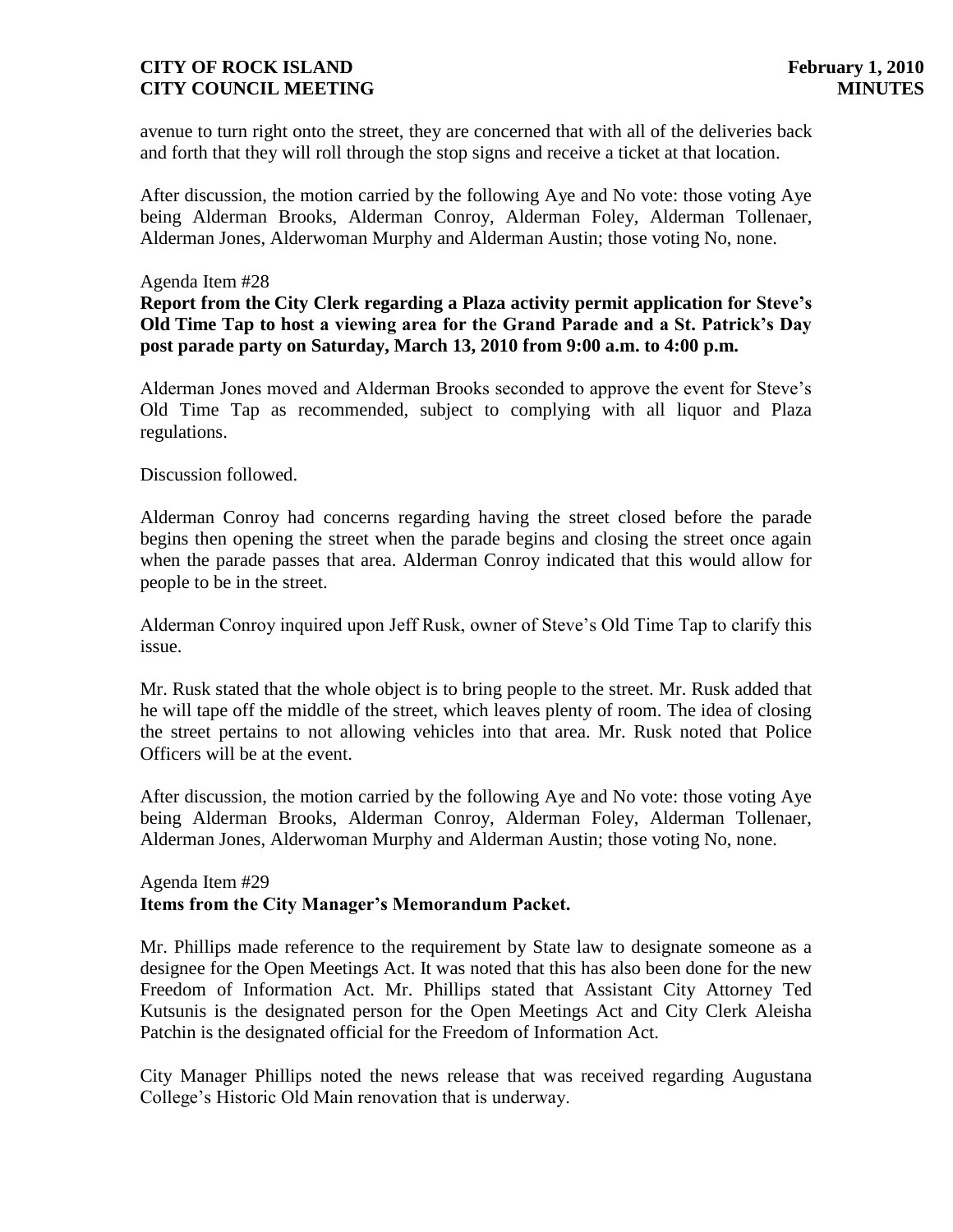avenue to turn right onto the street, they are concerned that with all of the deliveries back and forth that they will roll through the stop signs and receive a ticket at that location.

After discussion, the motion carried by the following Aye and No vote: those voting Aye being Alderman Brooks, Alderman Conroy, Alderman Foley, Alderman Tollenaer, Alderman Jones, Alderwoman Murphy and Alderman Austin; those voting No, none.

Agenda Item #28

**Report from the City Clerk regarding a Plaza activity permit application for Steve's Old Time Tap to host a viewing area for the Grand Parade and a St. Patrick's Day post parade party on Saturday, March 13, 2010 from 9:00 a.m. to 4:00 p.m.**

Alderman Jones moved and Alderman Brooks seconded to approve the event for Steve's Old Time Tap as recommended, subject to complying with all liquor and Plaza regulations.

Discussion followed.

Alderman Conroy had concerns regarding having the street closed before the parade begins then opening the street when the parade begins and closing the street once again when the parade passes that area. Alderman Conroy indicated that this would allow for people to be in the street.

Alderman Conroy inquired upon Jeff Rusk, owner of Steve's Old Time Tap to clarify this issue.

Mr. Rusk stated that the whole object is to bring people to the street. Mr. Rusk added that he will tape off the middle of the street, which leaves plenty of room. The idea of closing the street pertains to not allowing vehicles into that area. Mr. Rusk noted that Police Officers will be at the event.

After discussion, the motion carried by the following Aye and No vote: those voting Aye being Alderman Brooks, Alderman Conroy, Alderman Foley, Alderman Tollenaer, Alderman Jones, Alderwoman Murphy and Alderman Austin; those voting No, none.

Agenda Item #29

**Items from the City Manager's Memorandum Packet.**

Mr. Phillips made reference to the requirement by State law to designate someone as a designee for the Open Meetings Act. It was noted that this has also been done for the new Freedom of Information Act. Mr. Phillips stated that Assistant City Attorney Ted Kutsunis is the designated person for the Open Meetings Act and City Clerk Aleisha Patchin is the designated official for the Freedom of Information Act.

City Manager Phillips noted the news release that was received regarding Augustana College's Historic Old Main renovation that is underway.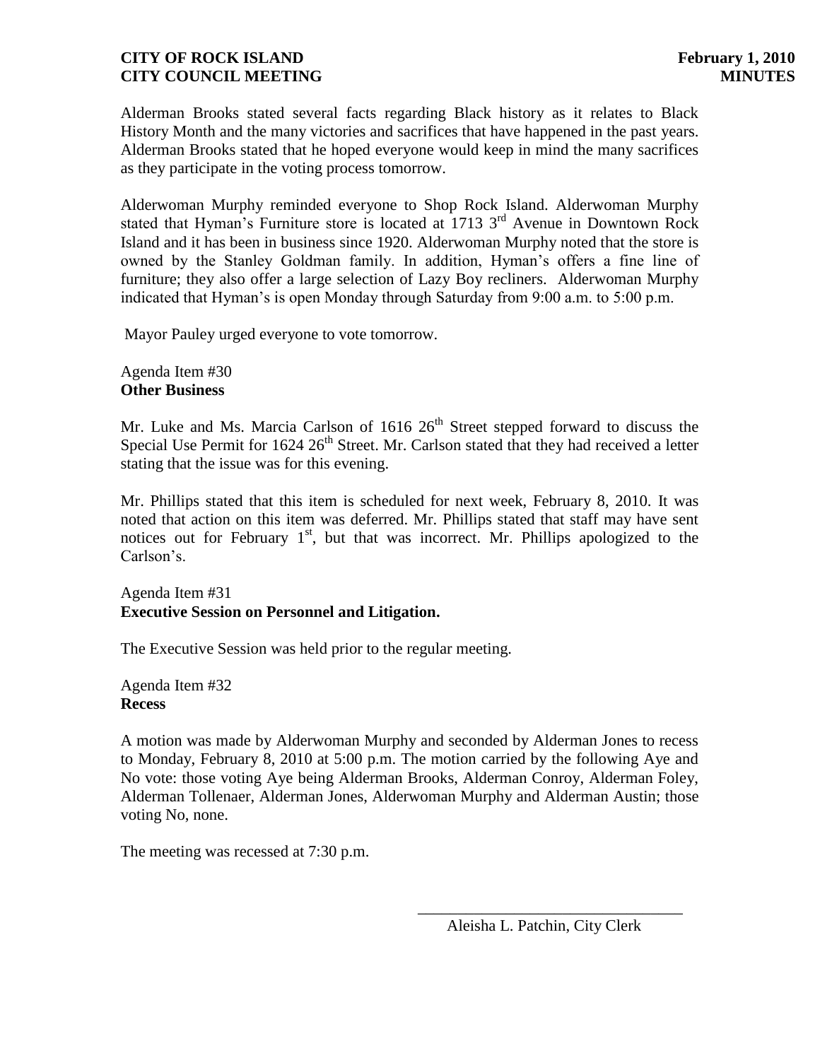Alderman Brooks stated several facts regarding Black history as it relates to Black History Month and the many victories and sacrifices that have happened in the past years. Alderman Brooks stated that he hoped everyone would keep in mind the many sacrifices as they participate in the voting process tomorrow.

Alderwoman Murphy reminded everyone to Shop Rock Island. Alderwoman Murphy stated that Hyman's Furniture store is located at 1713 3rd Avenue in Downtown Rock Island and it has been in business since 1920. Alderwoman Murphy noted that the store is owned by the Stanley Goldman family. In addition, Hyman's offers a fine line of furniture; they also offer a large selection of Lazy Boy recliners. Alderwoman Murphy indicated that Hyman's is open Monday through Saturday from 9:00 a.m. to 5:00 p.m.

Mayor Pauley urged everyone to vote tomorrow.

Agenda Item #30
**Other Business**

Mr. Luke and Ms. Marcia Carlson of 1616 26th Street stepped forward to discuss the Special Use Permit for 1624 26th Street. Mr. Carlson stated that they had received a letter stating that the issue was for this evening.

Mr. Phillips stated that this item is scheduled for next week, February 8, 2010. It was noted that action on this item was deferred. Mr. Phillips stated that staff may have sent notices out for February 1st, but that was incorrect. Mr. Phillips apologized to the Carlson's.

Agenda Item #31
**Executive Session on Personnel and Litigation.**

The Executive Session was held prior to the regular meeting.

Agenda Item #32
**Recess**

A motion was made by Alderwoman Murphy and seconded by Alderman Jones to recess to Monday, February 8, 2010 at 5:00 p.m. The motion carried by the following Aye and No vote: those voting Aye being Alderman Brooks, Alderman Conroy, Alderman Foley, Alderman Tollenaer, Alderman Jones, Alderwoman Murphy and Alderman Austin; those voting No, none.

The meeting was recessed at 7:30 p.m.

\_\_\_\_\_\_\_\_\_\_\_\_\_\_\_\_\_\_\_\_\_\_\_\_\_\_\_\_\_\_\_\_\_\_

Aleisha L. Patchin, City Clerk